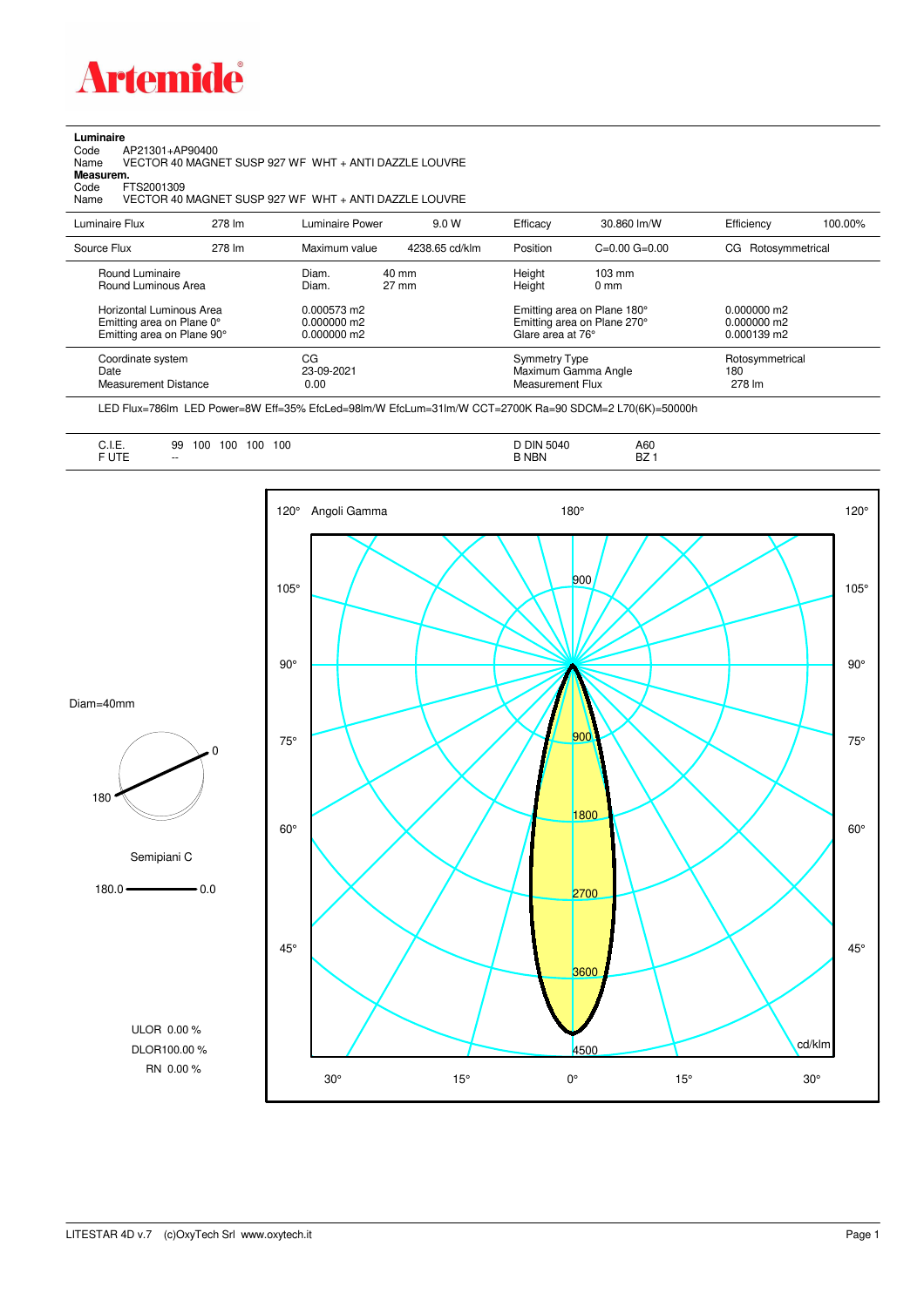**Artemide**

**Luminaire**

Code AP21301+AP90400

Name VECTOR 40 MAGNET SUSP 927 WF WHT + ANTI DAZZLE LOUVRE

**Measurem.**

Code FTS2001309

Name VECTOR 40 MAGNET SUSP 927 WF WHT + ANTI DAZZLE LOUVRE

| Luminaire Flux | 278 lm | Luminaire Power | 9.0 W | Efficacy | 30.860 lm/W | Efficiency | 100.00% |
|---|---|---|---|---|---|---|---|
| Source Flux | 278 lm | Maximum value | 4238.65 cd/klm | Position | C=0.00 G=0.00 | CG Rotosymmetrical | |

| | | | | |
|---|---|---|---|---|
| Round Luminaire | Diam. 40 mm | Height 103 mm | | |
| Round Luminous Area | Diam. 27 mm | Height 0 mm | | |
| Horizontal Luminous Area | 0.000573 m2 | Emitting area on Plane 180° | 0.000000 m2 | |
| Emitting area on Plane 0° | 0.000000 m2 | Emitting area on Plane 270° | 0.000000 m2 | |
| Emitting area on Plane 90° | 0.000000 m2 | Glare area at 76° | 0.000139 m2 | |

| | | | |
|---|---|---|---|
| Coordinate system | CG | Symmetry Type | Rotosymmetrical |
| Date | 23-09-2021 | Maximum Gamma Angle | 180 |
| Measurement Distance | 0.00 | Measurement Flux | 278 lm |

LED Flux=786lm LED Power=8W Eff=35% EfcLed=98lm/W EfcLum=31lm/W CCT=2700K Ra=90 SDCM=2 L70(6K)=50000h

| | | | |
|---|---|---|---|
| C.I.E. | 99 100 100 100 100 | D DIN 5040 | A60 |
| F UTE | -- | B NBN | BZ 1 |

Diam=40mm

Semipiani C

180.0 — 0.0

ULOR 0.00 %

DLOR100.00 %

RN 0.00 %

120° Angoli Gamma 180° 120°

105° 105°

90° 90°

75° 75°

60° 60°

45° 45°

900, 900, 1800, 2700, 3600, 4500 cd/klm

30° 15° 0° 15° 30°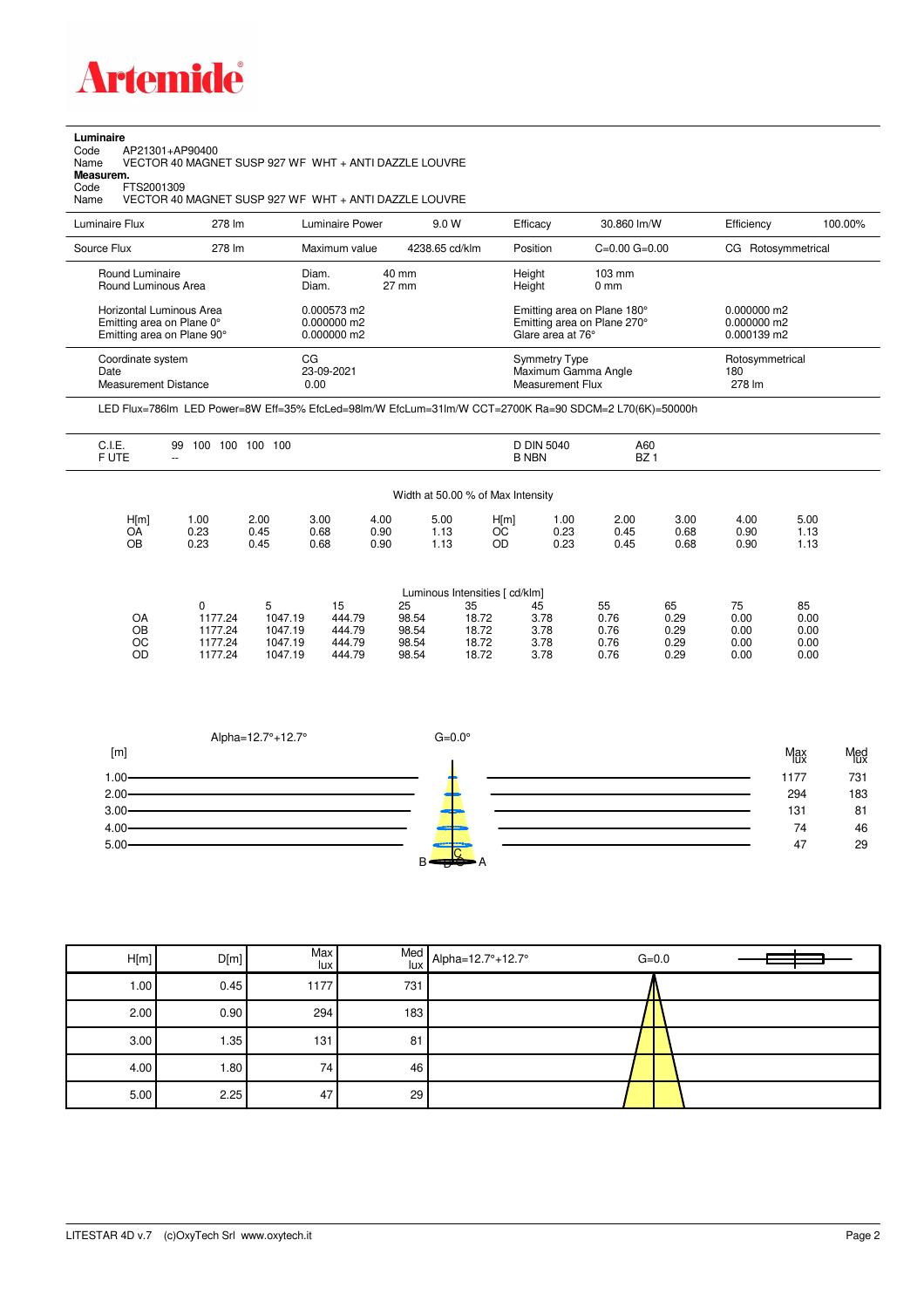**Luminaire**

Code AP21301+AP90400
Name VECTOR 40 MAGNET SUSP 927 WF WHT + ANTI DAZZLE LOUVRE

**Measurem.**

Code FTS2001309
Name VECTOR 40 MAGNET SUSP 927 WF WHT + ANTI DAZZLE LOUVRE

| | | | | | | | |
|---|---|---|---|---|---|---|---|
| Luminaire Flux | 278 lm | Luminaire Power | 9.0 W | Efficacy | 30.860 lm/W | Efficiency | 100.00% |
| Source Flux | 278 lm | Maximum value | 4238.65 cd/klm | Position | C=0.00 G=0.00 | CG | Rotosymmetrical |

| | | | | | | |
|---|---|---|---|---|---|---|
| Round Luminaire | Diam. | 40 mm | Height | 103 mm | | |
| Round Luminous Area | Diam. | 27 mm | Height | 0 mm | | |
| Horizontal Luminous Area | 0.000573 m2 | | Emitting area on Plane 180° | | 0.000000 m2 | |
| Emitting area on Plane 0° | 0.000000 m2 | | Emitting area on Plane 270° | | 0.000000 m2 | |
| Emitting area on Plane 90° | 0.000000 m2 | | Glare area at 76° | | 0.000139 m2 | |
| Coordinate system | CG | | Symmetry Type | | Rotosymmetrical | |
| Date | 23-09-2021 | | Maximum Gamma Angle | | 180 | |
| Measurement Distance | 0.00 | | Measurement Flux | | 278 lm | |

LED Flux=786lm LED Power=8W Eff=35% EfcLed=98lm/W EfcLum=31lm/W CCT=2700K Ra=90 SDCM=2 L70(6K)=50000h

| | | | |
|---|---|---|---|
| C.I.E. | 99 100 100 100 100 | D DIN 5040 | A60 |
| F UTE | -- | B NBN | BZ 1 |

Width at 50.00 % of Max Intensity

| H[m] | 1.00 | 2.00 | 3.00 | 4.00 | 5.00 | H[m] | 1.00 | 2.00 | 3.00 | 4.00 | 5.00 |
|---|---|---|---|---|---|---|---|---|---|---|---|
| OA | 0.23 | 0.45 | 0.68 | 0.90 | 1.13 | OC | 0.23 | 0.45 | 0.68 | 0.90 | 1.13 |
| OB | 0.23 | 0.45 | 0.68 | 0.90 | 1.13 | OD | 0.23 | 0.45 | 0.68 | 0.90 | 1.13 |

Luminous Intensities [ cd/klm]

| | 0 | 5 | 15 | 25 | 35 | 45 | 55 | 65 | 75 | 85 |
|---|---|---|---|---|---|---|---|---|---|---|
| OA | 1177.24 | 1047.19 | 444.79 | 98.54 | 18.72 | 3.78 | 0.76 | 0.29 | 0.00 | 0.00 |
| OB | 1177.24 | 1047.19 | 444.79 | 98.54 | 18.72 | 3.78 | 0.76 | 0.29 | 0.00 | 0.00 |
| OC | 1177.24 | 1047.19 | 444.79 | 98.54 | 18.72 | 3.78 | 0.76 | 0.29 | 0.00 | 0.00 |
| OD | 1177.24 | 1047.19 | 444.79 | 98.54 | 18.72 | 3.78 | 0.76 | 0.29 | 0.00 | 0.00 |

Alpha=12.7°+12.7°
G=0.0°
[m]
Max lux
Med lux
1.00 1177 731
2.00 294 183
3.00 131 81
4.00 74 46
5.00 47 29
B C D A

| H[m] | D[m] | Max lux | Med lux | Alpha=12.7°+12.7° G=0.0 |
|---|---|---|---|---|
| 1.00 | 0.45 | 1177 | 731 | |
| 2.00 | 0.90 | 294 | 183 | |
| 3.00 | 1.35 | 131 | 81 | |
| 4.00 | 1.80 | 74 | 46 | |
| 5.00 | 2.25 | 47 | 29 | |

LITESTAR 4D v.7 (c)OxyTech Srl www.oxytech.it